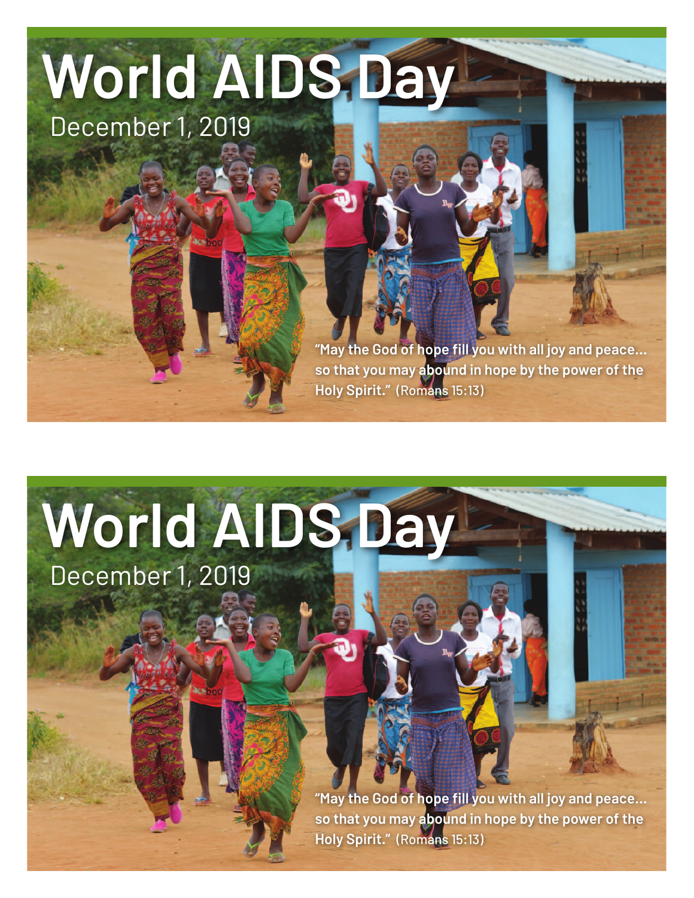# World AIDS Day

December 1, 2019

**"May the God of hope fill you with all joy and peace... so that you may abound in hope by the power of the Holy Spirit."** (Romans 15:13)

# World AIDS Day

December 1, 2019

**"May the God of hope fill you with all joy and peace... so that you may abound in hope by the power of the Holy Spirit."** (Romans 15:13)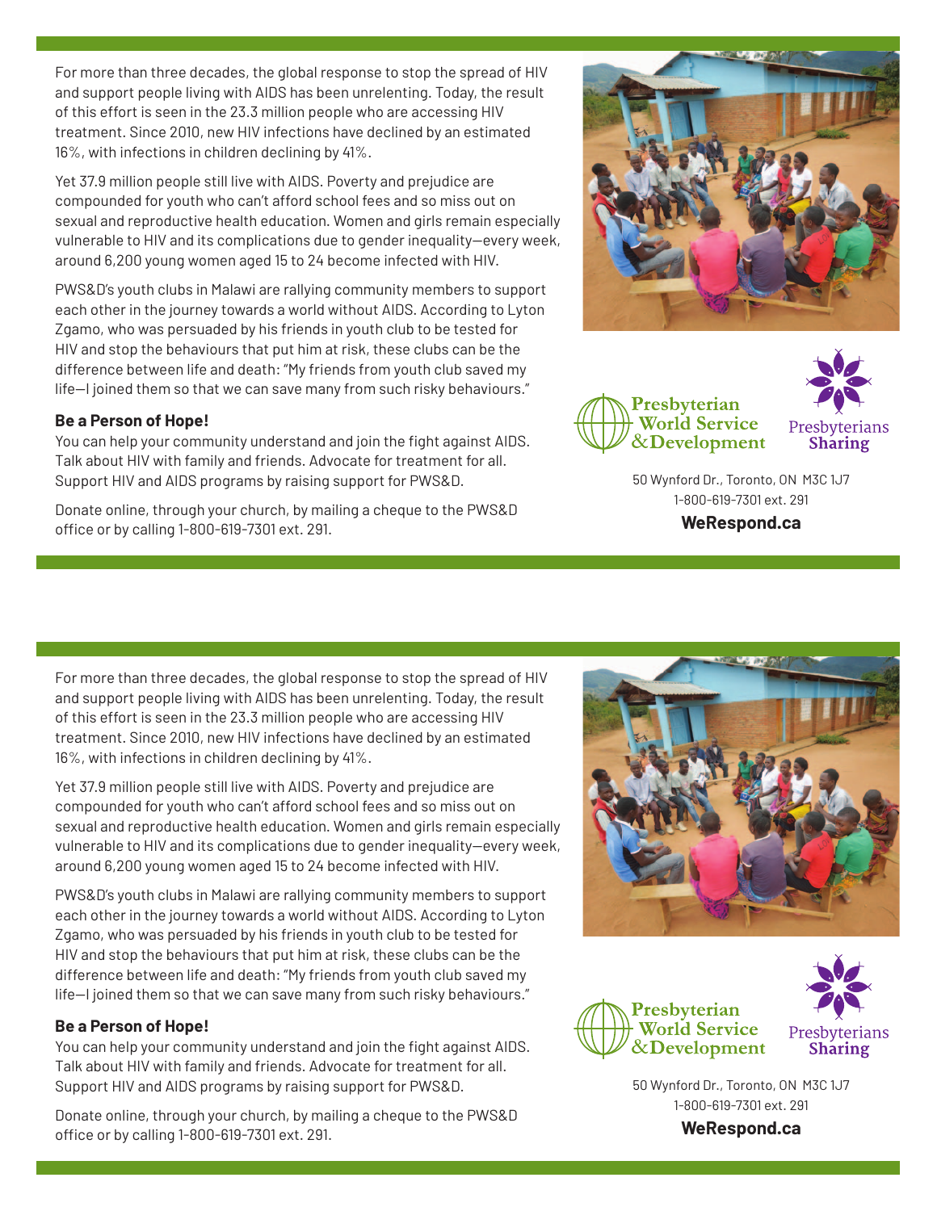For more than three decades, the global response to stop the spread of HIV and support people living with AIDS has been unrelenting. Today, the result of this effort is seen in the 23.3 million people who are accessing HIV treatment. Since 2010, new HIV infections have declined by an estimated 16%, with infections in children declining by 41%.

Yet 37.9 million people still live with AIDS. Poverty and prejudice are compounded for youth who can't afford school fees and so miss out on sexual and reproductive health education. Women and girls remain especially vulnerable to HIV and its complications due to gender inequality—every week, around 6,200 young women aged 15 to 24 become infected with HIV.

PWS&D's youth clubs in Malawi are rallying community members to support each other in the journey towards a world without AIDS. According to Lyton Zgamo, who was persuaded by his friends in youth club to be tested for HIV and stop the behaviours that put him at risk, these clubs can be the difference between life and death: "My friends from youth club saved my life—I joined them so that we can save many from such risky behaviours."

**Be a Person of Hope!**

You can help your community understand and join the fight against AIDS. Talk about HIV with family and friends. Advocate for treatment for all. Support HIV and AIDS programs by raising support for PWS&D.

Donate online, through your church, by mailing a cheque to the PWS&D office or by calling 1-800-619-7301 ext. 291.

Presbyterian World Service & Development

Presbyterians Sharing

50 Wynford Dr., Toronto, ON M3C 1J7
1-800-619-7301 ext. 291

**WeRespond.ca**

---

For more than three decades, the global response to stop the spread of HIV and support people living with AIDS has been unrelenting. Today, the result of this effort is seen in the 23.3 million people who are accessing HIV treatment. Since 2010, new HIV infections have declined by an estimated 16%, with infections in children declining by 41%.

Yet 37.9 million people still live with AIDS. Poverty and prejudice are compounded for youth who can't afford school fees and so miss out on sexual and reproductive health education. Women and girls remain especially vulnerable to HIV and its complications due to gender inequality—every week, around 6,200 young women aged 15 to 24 become infected with HIV.

PWS&D's youth clubs in Malawi are rallying community members to support each other in the journey towards a world without AIDS. According to Lyton Zgamo, who was persuaded by his friends in youth club to be tested for HIV and stop the behaviours that put him at risk, these clubs can be the difference between life and death: "My friends from youth club saved my life—I joined them so that we can save many from such risky behaviours."

**Be a Person of Hope!**

You can help your community understand and join the fight against AIDS. Talk about HIV with family and friends. Advocate for treatment for all. Support HIV and AIDS programs by raising support for PWS&D.

Donate online, through your church, by mailing a cheque to the PWS&D office or by calling 1-800-619-7301 ext. 291.

Presbyterian World Service & Development

Presbyterians Sharing

50 Wynford Dr., Toronto, ON M3C 1J7
1-800-619-7301 ext. 291

**WeRespond.ca**